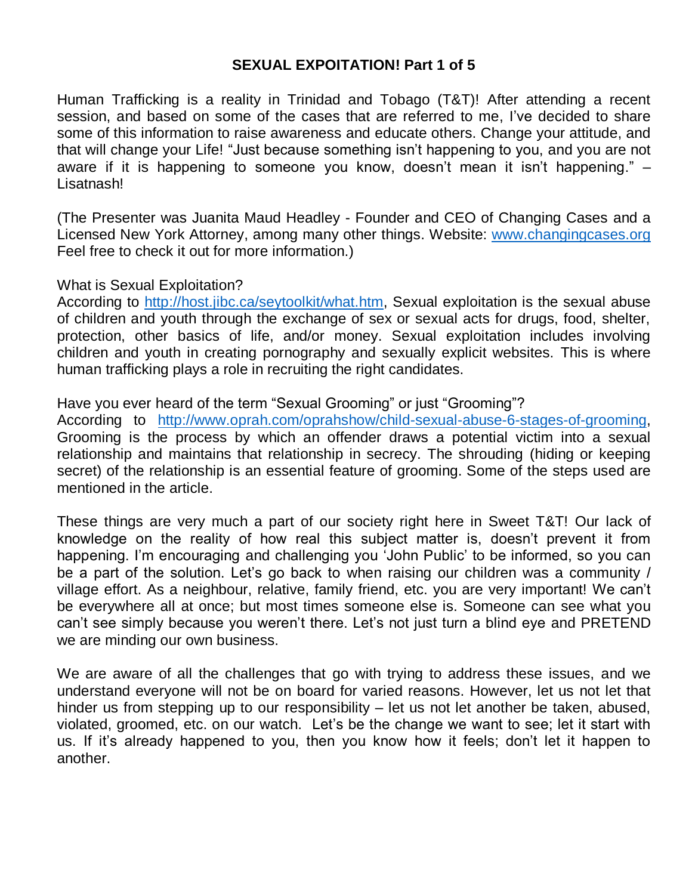# SEXUAL EXPOITATION! Part 1 of 5

Human Trafficking is a reality in Trinidad and Tobago (T&T)! After attending a recent session, and based on some of the cases that are referred to me, I've decided to share some of this information to raise awareness and educate others. Change your attitude, and that will change your Life! "Just because something isn't happening to you, and you are not aware if it is happening to someone you know, doesn't mean it isn't happening." – Lisatnash!

(The Presenter was Juanita Maud Headley - Founder and CEO of Changing Cases and a Licensed New York Attorney, among many other things. Website: [www.changingcases.org](http://www.changingcases.org) Feel free to check it out for more information.)

What is Sexual Exploitation?
According to [http://host.jibc.ca/seytoolkit/what.htm](http://host.jibc.ca/seytoolkit/what.htm), Sexual exploitation is the sexual abuse of children and youth through the exchange of sex or sexual acts for drugs, food, shelter, protection, other basics of life, and/or money. Sexual exploitation includes involving children and youth in creating pornography and sexually explicit websites. This is where human trafficking plays a role in recruiting the right candidates.

Have you ever heard of the term "Sexual Grooming" or just "Grooming"?
According to [http://www.oprah.com/oprahshow/child-sexual-abuse-6-stages-of-grooming](http://www.oprah.com/oprahshow/child-sexual-abuse-6-stages-of-grooming), Grooming is the process by which an offender draws a potential victim into a sexual relationship and maintains that relationship in secrecy. The shrouding (hiding or keeping secret) of the relationship is an essential feature of grooming. Some of the steps used are mentioned in the article.

These things are very much a part of our society right here in Sweet T&T! Our lack of knowledge on the reality of how real this subject matter is, doesn't prevent it from happening. I'm encouraging and challenging you 'John Public' to be informed, so you can be a part of the solution. Let's go back to when raising our children was a community / village effort. As a neighbour, relative, family friend, etc. you are very important! We can't be everywhere all at once; but most times someone else is. Someone can see what you can't see simply because you weren't there. Let's not just turn a blind eye and PRETEND we are minding our own business.

We are aware of all the challenges that go with trying to address these issues, and we understand everyone will not be on board for varied reasons. However, let us not let that hinder us from stepping up to our responsibility – let us not let another be taken, abused, violated, groomed, etc. on our watch. Let's be the change we want to see; let it start with us. If it's already happened to you, then you know how it feels; don't let it happen to another.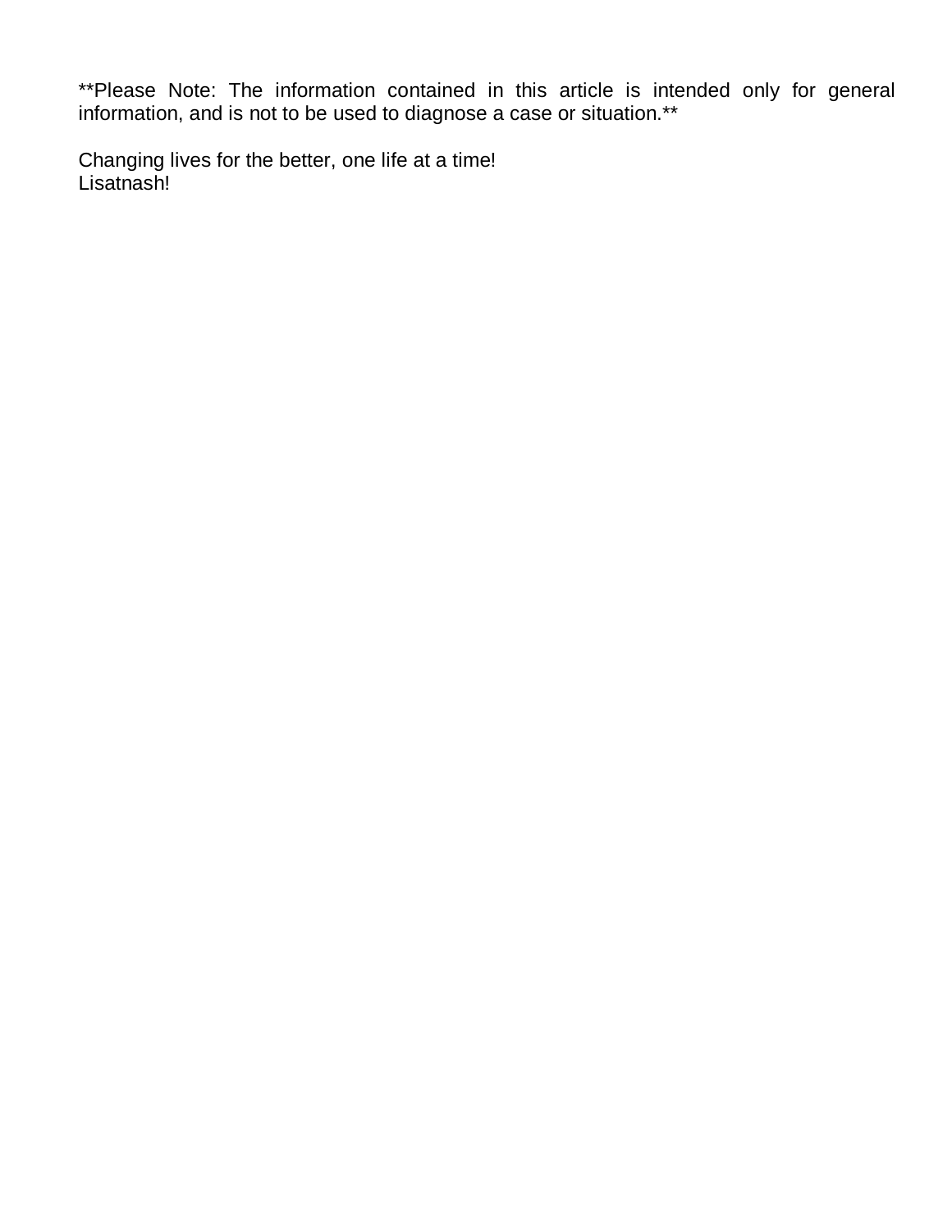**Please Note: The information contained in this article is intended only for general information, and is not to be used to diagnose a case or situation.**

Changing lives for the better, one life at a time!
Lisatnash!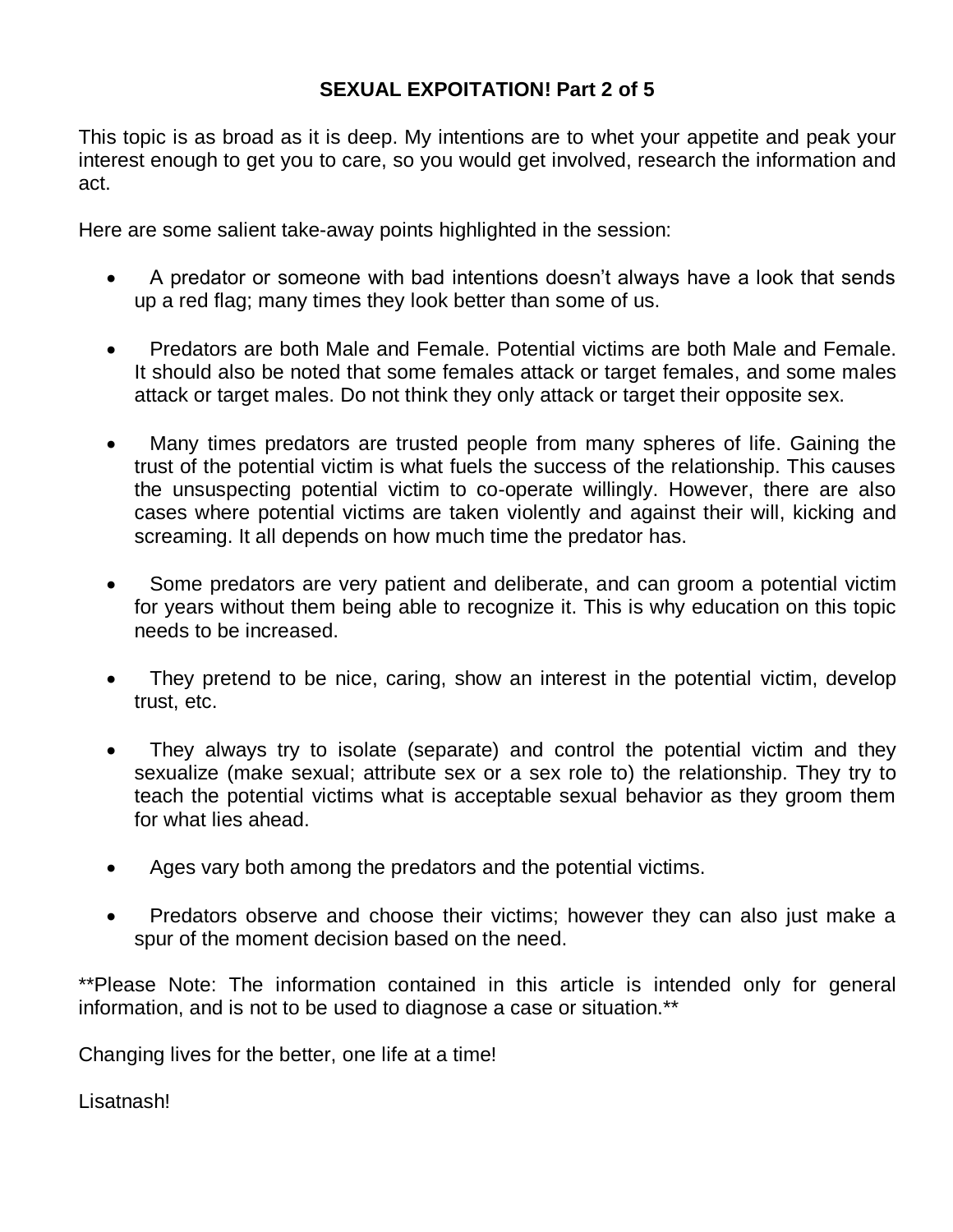# SEXUAL EXPOITATION! Part 2 of 5

This topic is as broad as it is deep. My intentions are to whet your appetite and peak your interest enough to get you to care, so you would get involved, research the information and act.

Here are some salient take-away points highlighted in the session:

- A predator or someone with bad intentions doesn't always have a look that sends up a red flag; many times they look better than some of us.
- Predators are both Male and Female. Potential victims are both Male and Female. It should also be noted that some females attack or target females, and some males attack or target males. Do not think they only attack or target their opposite sex.
- Many times predators are trusted people from many spheres of life. Gaining the trust of the potential victim is what fuels the success of the relationship. This causes the unsuspecting potential victim to co-operate willingly. However, there are also cases where potential victims are taken violently and against their will, kicking and screaming. It all depends on how much time the predator has.
- Some predators are very patient and deliberate, and can groom a potential victim for years without them being able to recognize it. This is why education on this topic needs to be increased.
- They pretend to be nice, caring, show an interest in the potential victim, develop trust, etc.
- They always try to isolate (separate) and control the potential victim and they sexualize (make sexual; attribute sex or a sex role to) the relationship. They try to teach the potential victims what is acceptable sexual behavior as they groom them for what lies ahead.
- Ages vary both among the predators and the potential victims.
- Predators observe and choose their victims; however they can also just make a spur of the moment decision based on the need.

**Please Note: The information contained in this article is intended only for general information, and is not to be used to diagnose a case or situation.**

Changing lives for the better, one life at a time!

Lisatnash!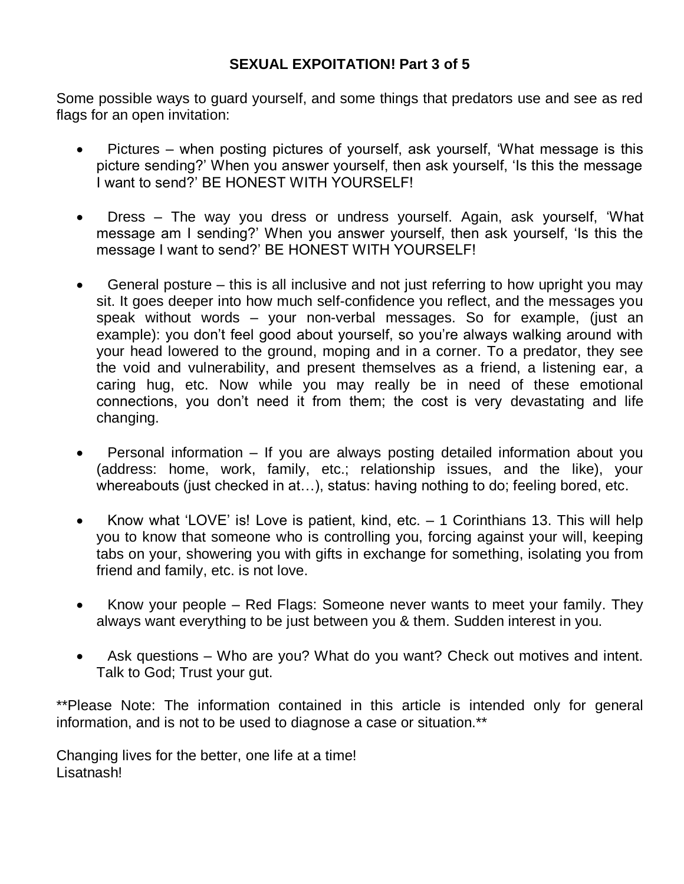# SEXUAL EXPOITATION! Part 3 of 5

Some possible ways to guard yourself, and some things that predators use and see as red flags for an open invitation:

- Pictures – when posting pictures of yourself, ask yourself, 'What message is this picture sending?' When you answer yourself, then ask yourself, 'Is this the message I want to send?' BE HONEST WITH YOURSELF!

- Dress – The way you dress or undress yourself. Again, ask yourself, 'What message am I sending?' When you answer yourself, then ask yourself, 'Is this the message I want to send?' BE HONEST WITH YOURSELF!

- General posture – this is all inclusive and not just referring to how upright you may sit. It goes deeper into how much self-confidence you reflect, and the messages you speak without words – your non-verbal messages. So for example, (just an example): you don't feel good about yourself, so you're always walking around with your head lowered to the ground, moping and in a corner. To a predator, they see the void and vulnerability, and present themselves as a friend, a listening ear, a caring hug, etc. Now while you may really be in need of these emotional connections, you don't need it from them; the cost is very devastating and life changing.

- Personal information – If you are always posting detailed information about you (address: home, work, family, etc.; relationship issues, and the like), your whereabouts (just checked in at…), status: having nothing to do; feeling bored, etc.

- Know what 'LOVE' is! Love is patient, kind, etc. – 1 Corinthians 13. This will help you to know that someone who is controlling you, forcing against your will, keeping tabs on your, showering you with gifts in exchange for something, isolating you from friend and family, etc. is not love.

- Know your people – Red Flags: Someone never wants to meet your family. They always want everything to be just between you & them. Sudden interest in you.

- Ask questions – Who are you? What do you want? Check out motives and intent. Talk to God; Trust your gut.

**Please Note: The information contained in this article is intended only for general information, and is not to be used to diagnose a case or situation.**

Changing lives for the better, one life at a time!
Lisatnash!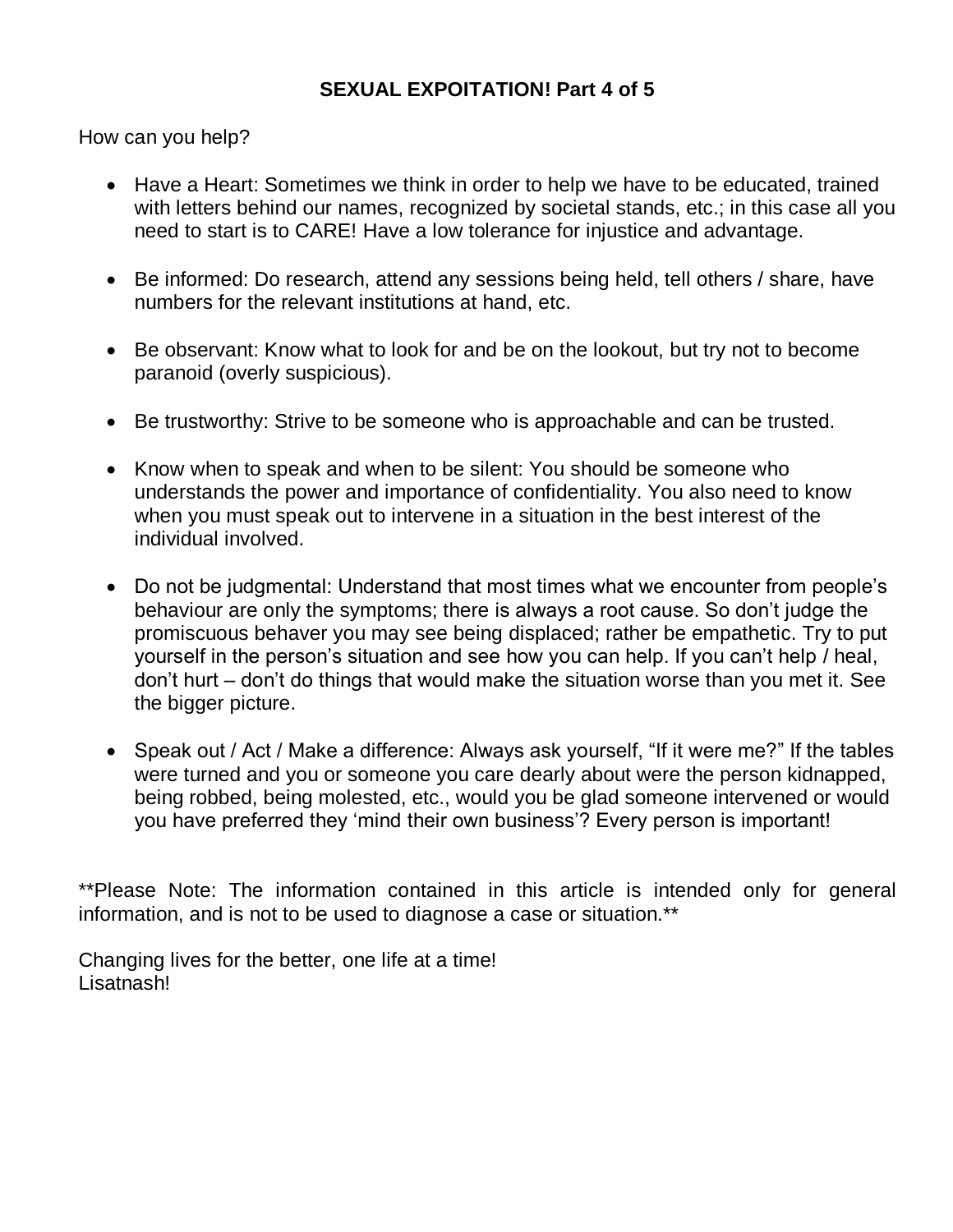**SEXUAL EXPOITATION! Part 4 of 5**

How can you help?

- Have a Heart: Sometimes we think in order to help we have to be educated, trained with letters behind our names, recognized by societal stands, etc.; in this case all you need to start is to CARE! Have a low tolerance for injustice and advantage.
- Be informed: Do research, attend any sessions being held, tell others / share, have numbers for the relevant institutions at hand, etc.
- Be observant: Know what to look for and be on the lookout, but try not to become paranoid (overly suspicious).
- Be trustworthy: Strive to be someone who is approachable and can be trusted.
- Know when to speak and when to be silent: You should be someone who understands the power and importance of confidentiality. You also need to know when you must speak out to intervene in a situation in the best interest of the individual involved.
- Do not be judgmental: Understand that most times what we encounter from people's behaviour are only the symptoms; there is always a root cause. So don't judge the promiscuous behaver you may see being displaced; rather be empathetic. Try to put yourself in the person's situation and see how you can help. If you can't help / heal, don't hurt – don't do things that would make the situation worse than you met it. See the bigger picture.
- Speak out / Act / Make a difference: Always ask yourself, "If it were me?" If the tables were turned and you or someone you care dearly about were the person kidnapped, being robbed, being molested, etc., would you be glad someone intervened or would you have preferred they 'mind their own business'? Every person is important!

**Please Note: The information contained in this article is intended only for general information, and is not to be used to diagnose a case or situation.**

Changing lives for the better, one life at a time!
Lisatnash!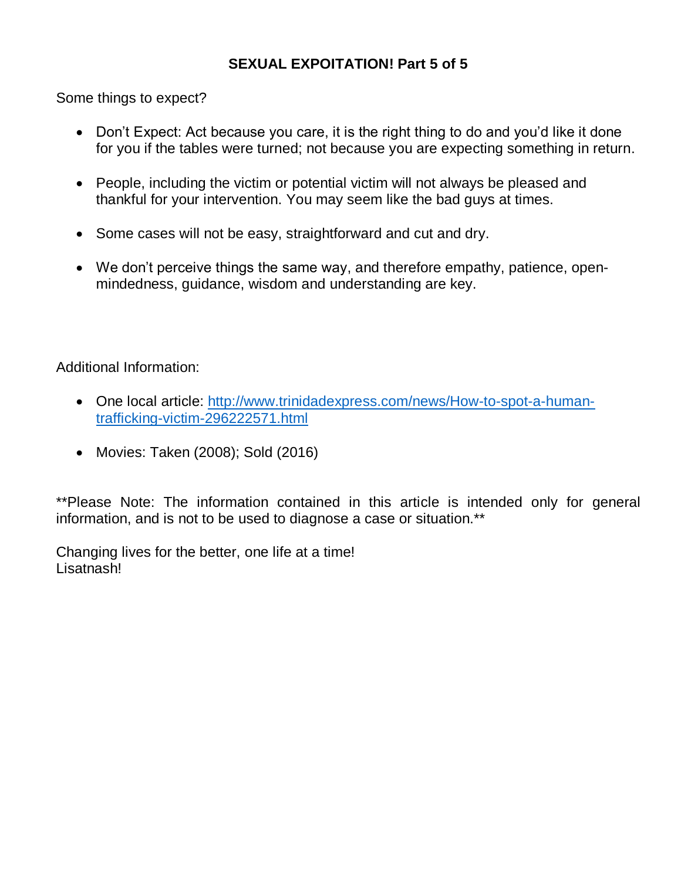## SEXUAL EXPOITATION! Part 5 of 5

Some things to expect?

- Don't Expect: Act because you care, it is the right thing to do and you'd like it done for you if the tables were turned; not because you are expecting something in return.
- People, including the victim or potential victim will not always be pleased and thankful for your intervention. You may seem like the bad guys at times.
- Some cases will not be easy, straightforward and cut and dry.
- We don't perceive things the same way, and therefore empathy, patience, open-mindedness, guidance, wisdom and understanding are key.

Additional Information:

- One local article: [http://www.trinidadexpress.com/news/How-to-spot-a-human-trafficking-victim-296222571.html](http://www.trinidadexpress.com/news/How-to-spot-a-human-trafficking-victim-296222571.html)
- Movies: Taken (2008); Sold (2016)

**Please Note: The information contained in this article is intended only for general information, and is not to be used to diagnose a case or situation.**

Changing lives for the better, one life at a time!
Lisatnash!